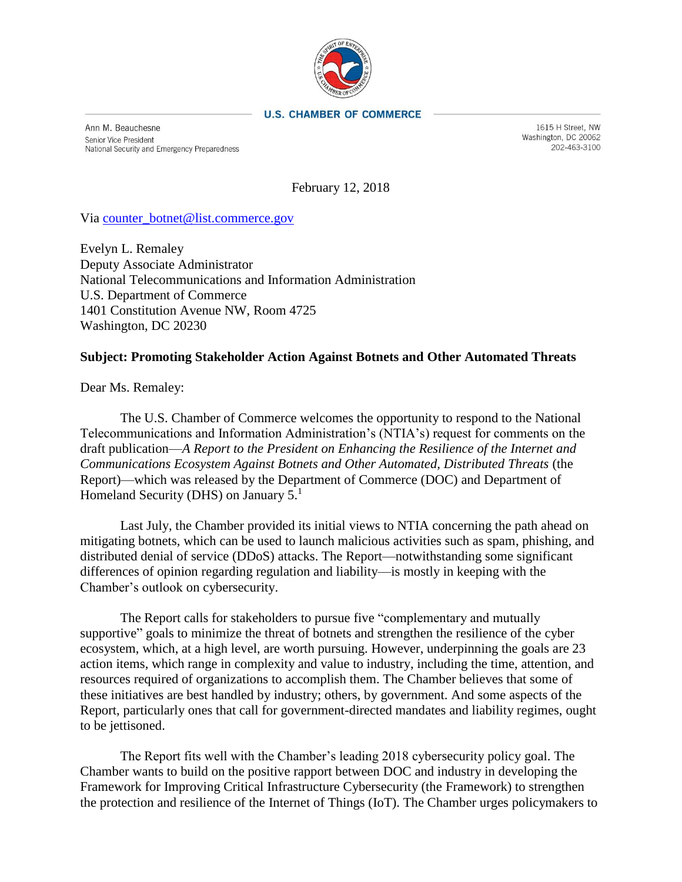**U.S. CHAMBER OF COMMERCE**

Ann M. Beauchesne
Senior Vice President
National Security and Emergency Preparedness

1615 H Street, NW
Washington, DC 20062
202-463-3100

February 12, 2018

Via counter_botnet@list.commerce.gov

Evelyn L. Remaley
Deputy Associate Administrator
National Telecommunications and Information Administration
U.S. Department of Commerce
1401 Constitution Avenue NW, Room 4725
Washington, DC 20230

**Subject: Promoting Stakeholder Action Against Botnets and Other Automated Threats**

Dear Ms. Remaley:

The U.S. Chamber of Commerce welcomes the opportunity to respond to the National Telecommunications and Information Administration's (NTIA's) request for comments on the draft publication—*A Report to the President on Enhancing the Resilience of the Internet and Communications Ecosystem Against Botnets and Other Automated, Distributed Threats* (the Report)—which was released by the Department of Commerce (DOC) and Department of Homeland Security (DHS) on January 5.[1]

Last July, the Chamber provided its initial views to NTIA concerning the path ahead on mitigating botnets, which can be used to launch malicious activities such as spam, phishing, and distributed denial of service (DDoS) attacks. The Report—notwithstanding some significant differences of opinion regarding regulation and liability—is mostly in keeping with the Chamber's outlook on cybersecurity.

The Report calls for stakeholders to pursue five "complementary and mutually supportive" goals to minimize the threat of botnets and strengthen the resilience of the cyber ecosystem, which, at a high level, are worth pursuing. However, underpinning the goals are 23 action items, which range in complexity and value to industry, including the time, attention, and resources required of organizations to accomplish them. The Chamber believes that some of these initiatives are best handled by industry; others, by government. And some aspects of the Report, particularly ones that call for government-directed mandates and liability regimes, ought to be jettisoned.

The Report fits well with the Chamber's leading 2018 cybersecurity policy goal. The Chamber wants to build on the positive rapport between DOC and industry in developing the Framework for Improving Critical Infrastructure Cybersecurity (the Framework) to strengthen the protection and resilience of the Internet of Things (IoT). The Chamber urges policymakers to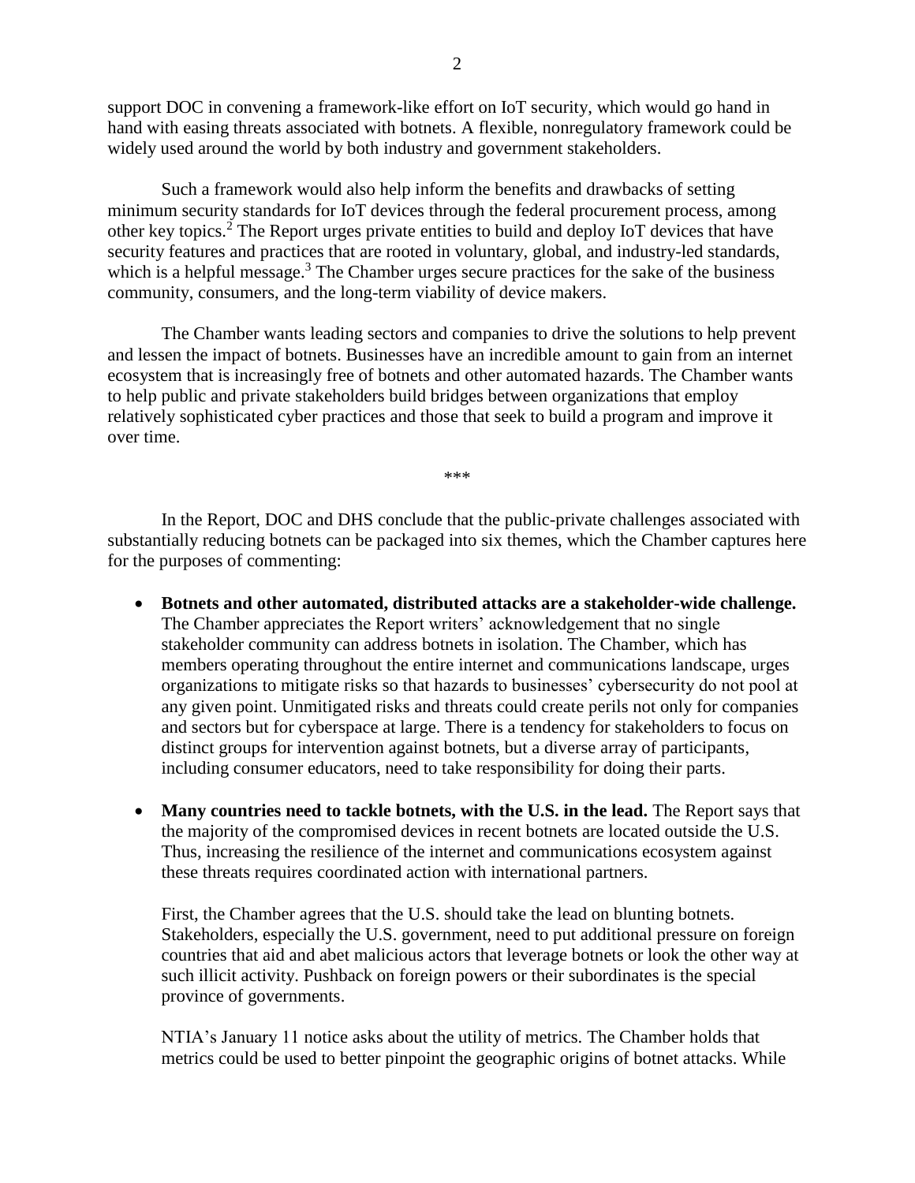support DOC in convening a framework-like effort on IoT security, which would go hand in hand with easing threats associated with botnets. A flexible, nonregulatory framework could be widely used around the world by both industry and government stakeholders.

Such a framework would also help inform the benefits and drawbacks of setting minimum security standards for IoT devices through the federal procurement process, among other key topics.[2] The Report urges private entities to build and deploy IoT devices that have security features and practices that are rooted in voluntary, global, and industry-led standards, which is a helpful message.[3] The Chamber urges secure practices for the sake of the business community, consumers, and the long-term viability of device makers.

The Chamber wants leading sectors and companies to drive the solutions to help prevent and lessen the impact of botnets. Businesses have an incredible amount to gain from an internet ecosystem that is increasingly free of botnets and other automated hazards. The Chamber wants to help public and private stakeholders build bridges between organizations that employ relatively sophisticated cyber practices and those that seek to build a program and improve it over time.

***

In the Report, DOC and DHS conclude that the public-private challenges associated with substantially reducing botnets can be packaged into six themes, which the Chamber captures here for the purposes of commenting:

- **Botnets and other automated, distributed attacks are a stakeholder-wide challenge.** The Chamber appreciates the Report writers' acknowledgement that no single stakeholder community can address botnets in isolation. The Chamber, which has members operating throughout the entire internet and communications landscape, urges organizations to mitigate risks so that hazards to businesses' cybersecurity do not pool at any given point. Unmitigated risks and threats could create perils not only for companies and sectors but for cyberspace at large. There is a tendency for stakeholders to focus on distinct groups for intervention against botnets, but a diverse array of participants, including consumer educators, need to take responsibility for doing their parts.

- **Many countries need to tackle botnets, with the U.S. in the lead.** The Report says that the majority of the compromised devices in recent botnets are located outside the U.S. Thus, increasing the resilience of the internet and communications ecosystem against these threats requires coordinated action with international partners.

  First, the Chamber agrees that the U.S. should take the lead on blunting botnets. Stakeholders, especially the U.S. government, need to put additional pressure on foreign countries that aid and abet malicious actors that leverage botnets or look the other way at such illicit activity. Pushback on foreign powers or their subordinates is the special province of governments.

  NTIA's January 11 notice asks about the utility of metrics. The Chamber holds that metrics could be used to better pinpoint the geographic origins of botnet attacks. While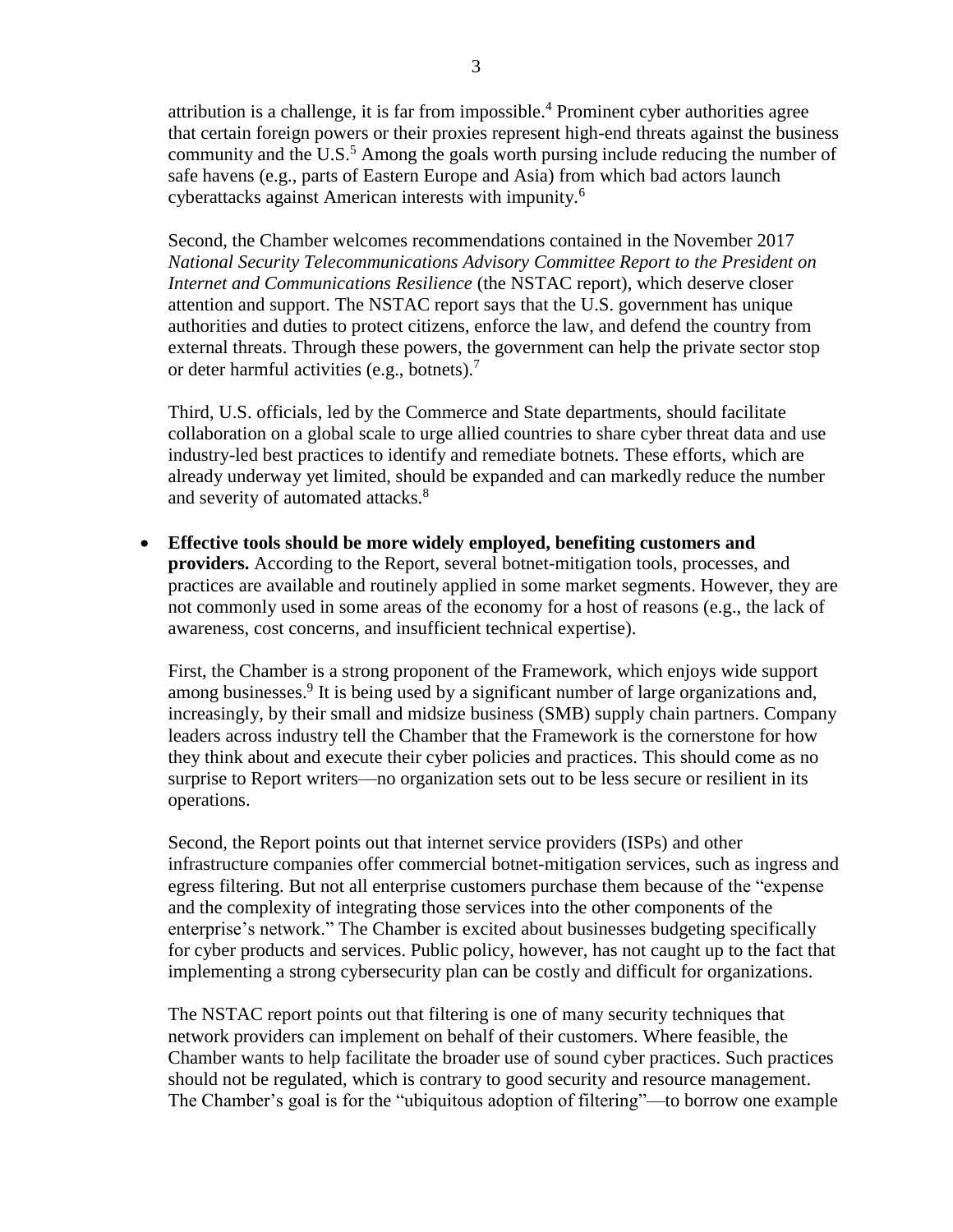attribution is a challenge, it is far from impossible.[4] Prominent cyber authorities agree that certain foreign powers or their proxies represent high-end threats against the business community and the U.S.[5] Among the goals worth pursing include reducing the number of safe havens (e.g., parts of Eastern Europe and Asia) from which bad actors launch cyberattacks against American interests with impunity.[6]

Second, the Chamber welcomes recommendations contained in the November 2017 *National Security Telecommunications Advisory Committee Report to the President on Internet and Communications Resilience* (the NSTAC report), which deserve closer attention and support. The NSTAC report says that the U.S. government has unique authorities and duties to protect citizens, enforce the law, and defend the country from external threats. Through these powers, the government can help the private sector stop or deter harmful activities (e.g., botnets).[7]

Third, U.S. officials, led by the Commerce and State departments, should facilitate collaboration on a global scale to urge allied countries to share cyber threat data and use industry-led best practices to identify and remediate botnets. These efforts, which are already underway yet limited, should be expanded and can markedly reduce the number and severity of automated attacks.[8]

- **Effective tools should be more widely employed, benefiting customers and providers.** According to the Report, several botnet-mitigation tools, processes, and practices are available and routinely applied in some market segments. However, they are not commonly used in some areas of the economy for a host of reasons (e.g., the lack of awareness, cost concerns, and insufficient technical expertise).

  First, the Chamber is a strong proponent of the Framework, which enjoys wide support among businesses.[9] It is being used by a significant number of large organizations and, increasingly, by their small and midsize business (SMB) supply chain partners. Company leaders across industry tell the Chamber that the Framework is the cornerstone for how they think about and execute their cyber policies and practices. This should come as no surprise to Report writers—no organization sets out to be less secure or resilient in its operations.

  Second, the Report points out that internet service providers (ISPs) and other infrastructure companies offer commercial botnet-mitigation services, such as ingress and egress filtering. But not all enterprise customers purchase them because of the "expense and the complexity of integrating those services into the other components of the enterprise's network." The Chamber is excited about businesses budgeting specifically for cyber products and services. Public policy, however, has not caught up to the fact that implementing a strong cybersecurity plan can be costly and difficult for organizations.

  The NSTAC report points out that filtering is one of many security techniques that network providers can implement on behalf of their customers. Where feasible, the Chamber wants to help facilitate the broader use of sound cyber practices. Such practices should not be regulated, which is contrary to good security and resource management. The Chamber's goal is for the "ubiquitous adoption of filtering"—to borrow one example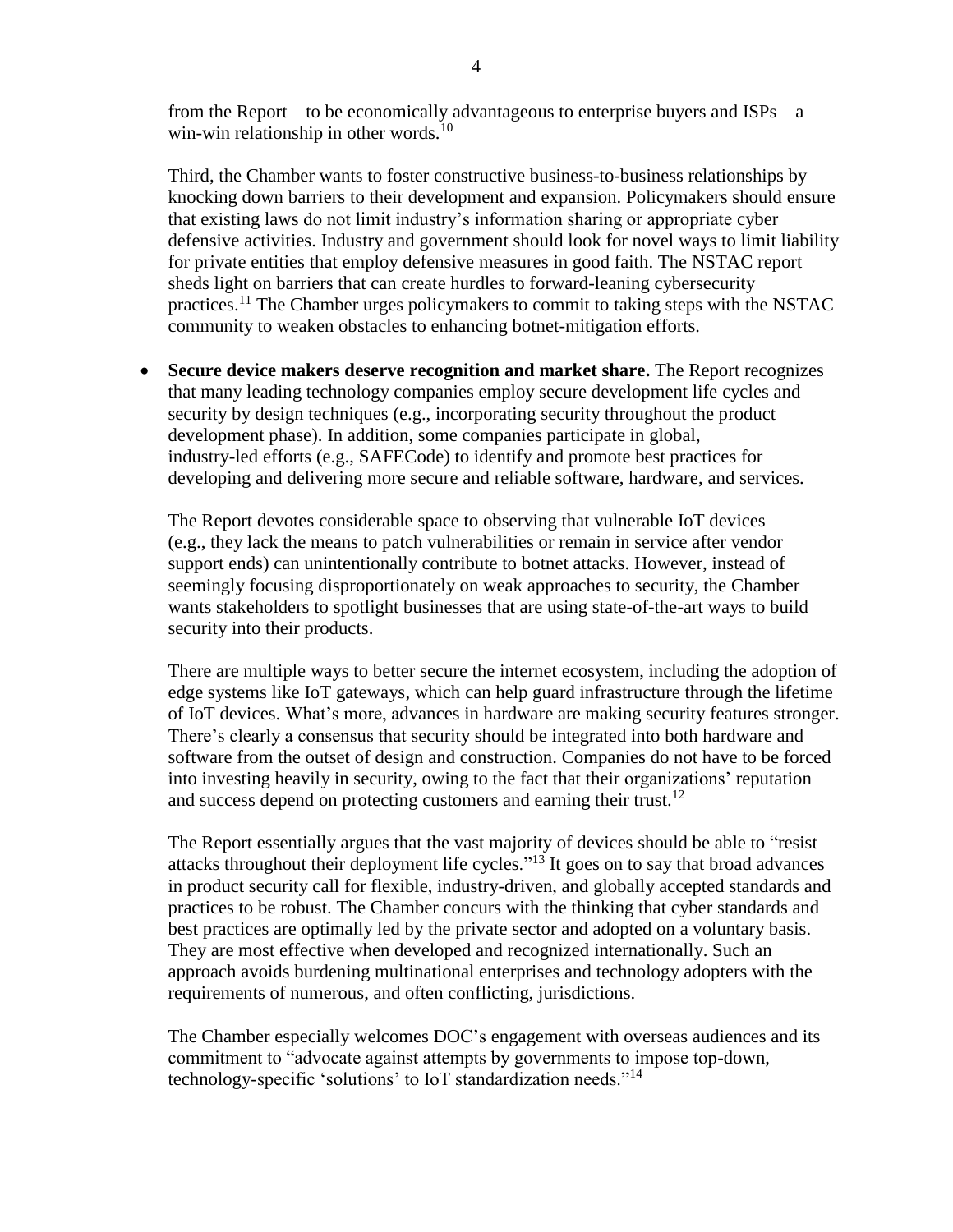from the Report—to be economically advantageous to enterprise buyers and ISPs—a win-win relationship in other words.[10]

Third, the Chamber wants to foster constructive business-to-business relationships by knocking down barriers to their development and expansion. Policymakers should ensure that existing laws do not limit industry's information sharing or appropriate cyber defensive activities. Industry and government should look for novel ways to limit liability for private entities that employ defensive measures in good faith. The NSTAC report sheds light on barriers that can create hurdles to forward-leaning cybersecurity practices.[11] The Chamber urges policymakers to commit to taking steps with the NSTAC community to weaken obstacles to enhancing botnet-mitigation efforts.

- **Secure device makers deserve recognition and market share.** The Report recognizes that many leading technology companies employ secure development life cycles and security by design techniques (e.g., incorporating security throughout the product development phase). In addition, some companies participate in global, industry-led efforts (e.g., SAFECode) to identify and promote best practices for developing and delivering more secure and reliable software, hardware, and services.

  The Report devotes considerable space to observing that vulnerable IoT devices (e.g., they lack the means to patch vulnerabilities or remain in service after vendor support ends) can unintentionally contribute to botnet attacks. However, instead of seemingly focusing disproportionately on weak approaches to security, the Chamber wants stakeholders to spotlight businesses that are using state-of-the-art ways to build security into their products.

  There are multiple ways to better secure the internet ecosystem, including the adoption of edge systems like IoT gateways, which can help guard infrastructure through the lifetime of IoT devices. What's more, advances in hardware are making security features stronger. There's clearly a consensus that security should be integrated into both hardware and software from the outset of design and construction. Companies do not have to be forced into investing heavily in security, owing to the fact that their organizations' reputation and success depend on protecting customers and earning their trust.[12]

  The Report essentially argues that the vast majority of devices should be able to "resist attacks throughout their deployment life cycles."[13] It goes on to say that broad advances in product security call for flexible, industry-driven, and globally accepted standards and practices to be robust. The Chamber concurs with the thinking that cyber standards and best practices are optimally led by the private sector and adopted on a voluntary basis. They are most effective when developed and recognized internationally. Such an approach avoids burdening multinational enterprises and technology adopters with the requirements of numerous, and often conflicting, jurisdictions.

  The Chamber especially welcomes DOC's engagement with overseas audiences and its commitment to "advocate against attempts by governments to impose top-down, technology-specific 'solutions' to IoT standardization needs."[14]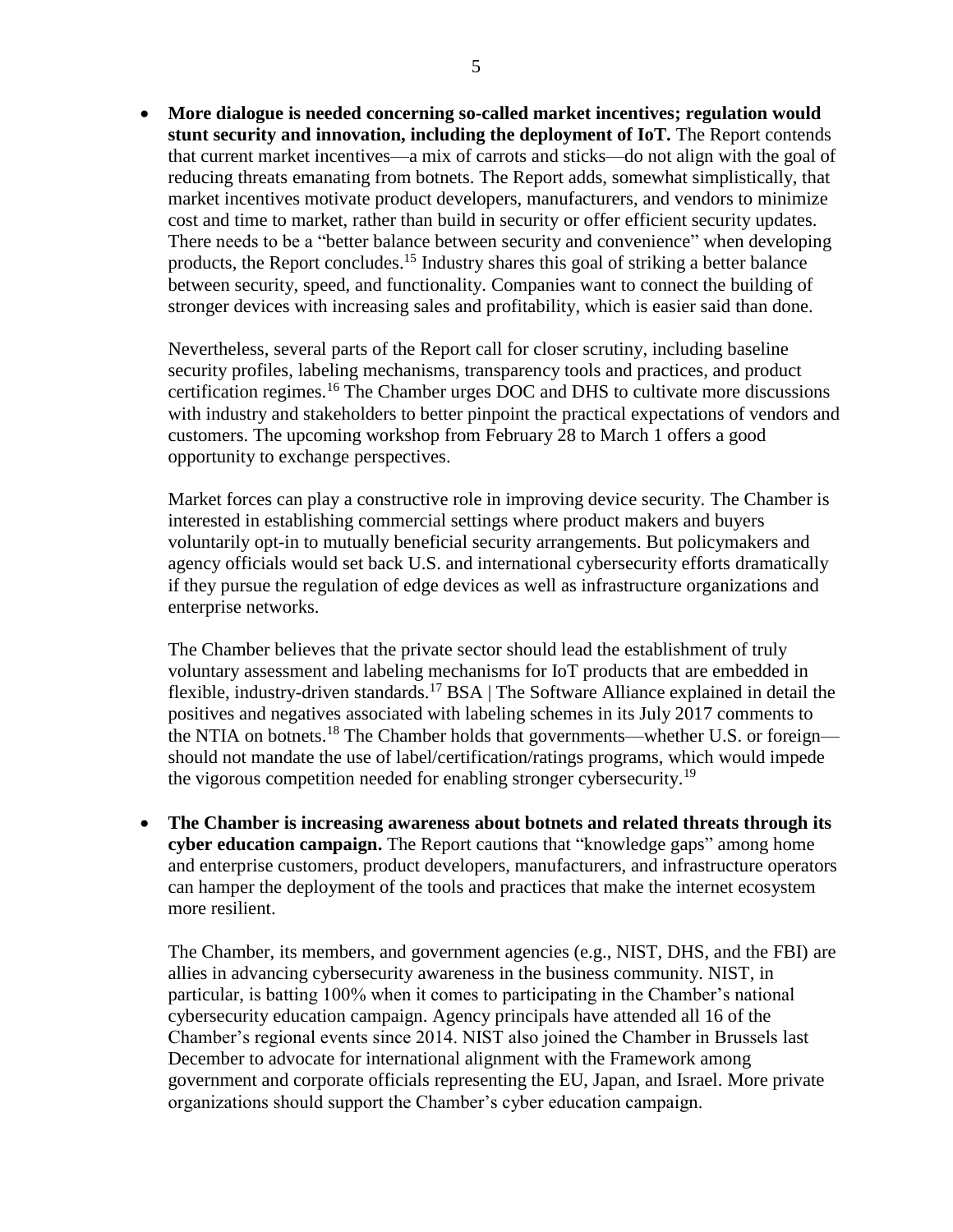- **More dialogue is needed concerning so-called market incentives; regulation would stunt security and innovation, including the deployment of IoT.** The Report contends that current market incentives—a mix of carrots and sticks—do not align with the goal of reducing threats emanating from botnets. The Report adds, somewhat simplistically, that market incentives motivate product developers, manufacturers, and vendors to minimize cost and time to market, rather than build in security or offer efficient security updates. There needs to be a "better balance between security and convenience" when developing products, the Report concludes.[15] Industry shares this goal of striking a better balance between security, speed, and functionality. Companies want to connect the building of stronger devices with increasing sales and profitability, which is easier said than done.

  Nevertheless, several parts of the Report call for closer scrutiny, including baseline security profiles, labeling mechanisms, transparency tools and practices, and product certification regimes.[16] The Chamber urges DOC and DHS to cultivate more discussions with industry and stakeholders to better pinpoint the practical expectations of vendors and customers. The upcoming workshop from February 28 to March 1 offers a good opportunity to exchange perspectives.

  Market forces can play a constructive role in improving device security. The Chamber is interested in establishing commercial settings where product makers and buyers voluntarily opt-in to mutually beneficial security arrangements. But policymakers and agency officials would set back U.S. and international cybersecurity efforts dramatically if they pursue the regulation of edge devices as well as infrastructure organizations and enterprise networks.

  The Chamber believes that the private sector should lead the establishment of truly voluntary assessment and labeling mechanisms for IoT products that are embedded in flexible, industry-driven standards.[17] BSA | The Software Alliance explained in detail the positives and negatives associated with labeling schemes in its July 2017 comments to the NTIA on botnets.[18] The Chamber holds that governments—whether U.S. or foreign—should not mandate the use of label/certification/ratings programs, which would impede the vigorous competition needed for enabling stronger cybersecurity.[19]

- **The Chamber is increasing awareness about botnets and related threats through its cyber education campaign.** The Report cautions that "knowledge gaps" among home and enterprise customers, product developers, manufacturers, and infrastructure operators can hamper the deployment of the tools and practices that make the internet ecosystem more resilient.

  The Chamber, its members, and government agencies (e.g., NIST, DHS, and the FBI) are allies in advancing cybersecurity awareness in the business community. NIST, in particular, is batting 100% when it comes to participating in the Chamber's national cybersecurity education campaign. Agency principals have attended all 16 of the Chamber's regional events since 2014. NIST also joined the Chamber in Brussels last December to advocate for international alignment with the Framework among government and corporate officials representing the EU, Japan, and Israel. More private organizations should support the Chamber's cyber education campaign.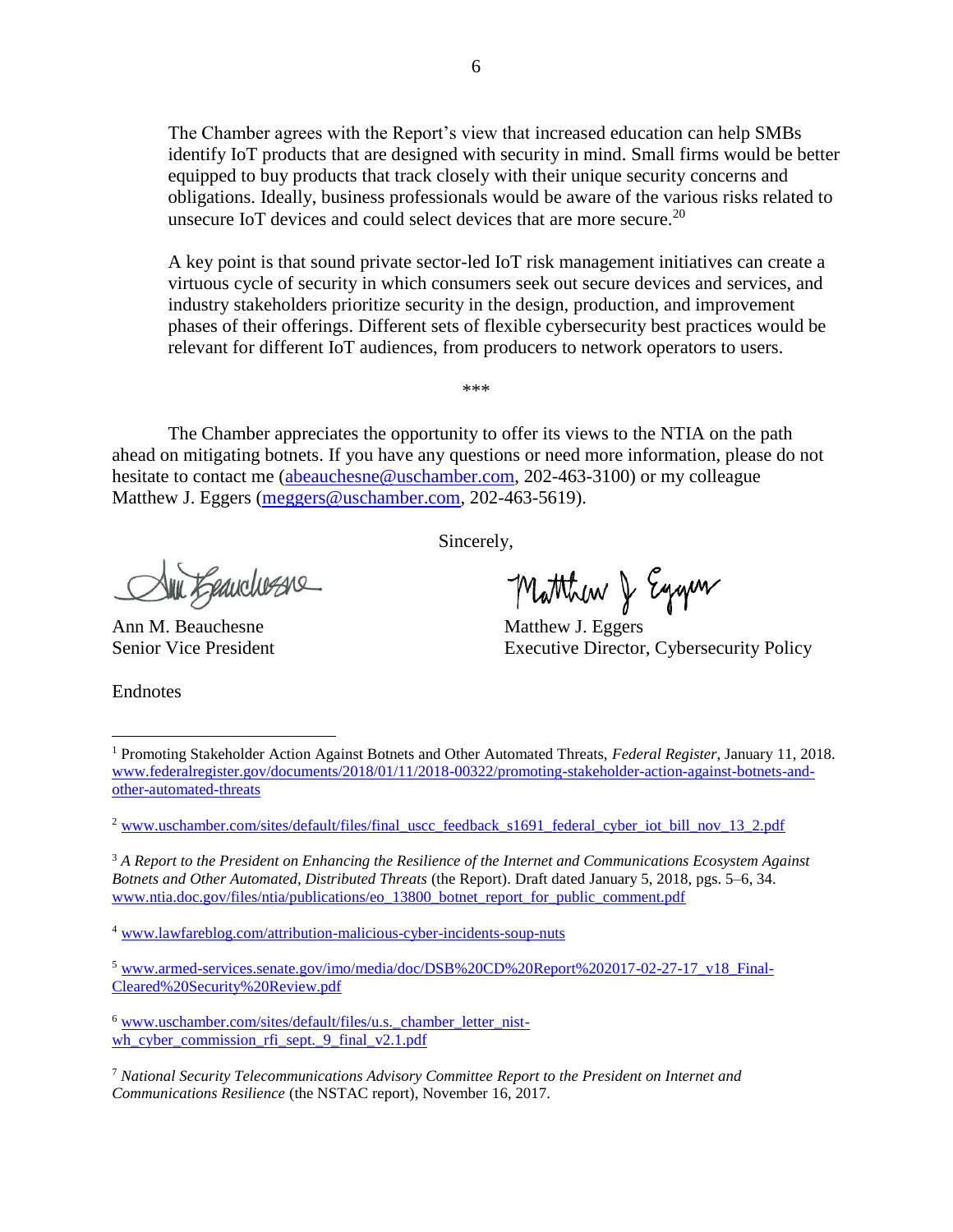The Chamber agrees with the Report's view that increased education can help SMBs identify IoT products that are designed with security in mind. Small firms would be better equipped to buy products that track closely with their unique security concerns and obligations. Ideally, business professionals would be aware of the various risks related to unsecure IoT devices and could select devices that are more secure.[20]

A key point is that sound private sector-led IoT risk management initiatives can create a virtuous cycle of security in which consumers seek out secure devices and services, and industry stakeholders prioritize security in the design, production, and improvement phases of their offerings. Different sets of flexible cybersecurity best practices would be relevant for different IoT audiences, from producers to network operators to users.

***

The Chamber appreciates the opportunity to offer its views to the NTIA on the path ahead on mitigating botnets. If you have any questions or need more information, please do not hesitate to contact me (abeauchesne@uschamber.com, 202-463-3100) or my colleague Matthew J. Eggers (meggers@uschamber.com, 202-463-5619).

Sincerely,

Ann M. Beauchesne
Senior Vice President

Matthew J. Eggers
Executive Director, Cybersecurity Policy

Endnotes

[1] Promoting Stakeholder Action Against Botnets and Other Automated Threats, *Federal Register*, January 11, 2018. www.federalregister.gov/documents/2018/01/11/2018-00322/promoting-stakeholder-action-against-botnets-and-other-automated-threats

[2] www.uschamber.com/sites/default/files/final_uscc_feedback_s1691_federal_cyber_iot_bill_nov_13_2.pdf

[3] *A Report to the President on Enhancing the Resilience of the Internet and Communications Ecosystem Against Botnets and Other Automated, Distributed Threats* (the Report). Draft dated January 5, 2018, pgs. 5–6, 34. www.ntia.doc.gov/files/ntia/publications/eo_13800_botnet_report_for_public_comment.pdf

[4] www.lawfareblog.com/attribution-malicious-cyber-incidents-soup-nuts

[5] www.armed-services.senate.gov/imo/media/doc/DSB%20CD%20Report%202017-02-27-17_v18_Final-Cleared%20Security%20Review.pdf

[6] www.uschamber.com/sites/default/files/u.s._chamber_letter_nist-wh_cyber_commission_rfi_sept._9_final_v2.1.pdf

[7] *National Security Telecommunications Advisory Committee Report to the President on Internet and Communications Resilience* (the NSTAC report), November 16, 2017.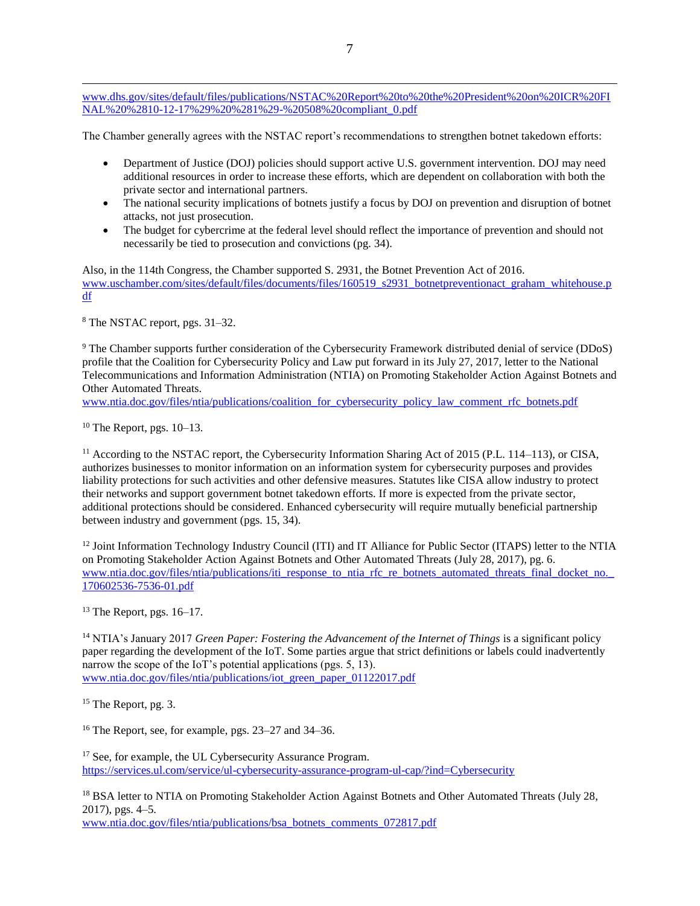www.dhs.gov/sites/default/files/publications/NSTAC%20Report%20to%20the%20President%20on%20ICR%20FINAL%20%2810-12-17%29%20%281%29-%20508%20compliant_0.pdf

The Chamber generally agrees with the NSTAC report's recommendations to strengthen botnet takedown efforts:

- Department of Justice (DOJ) policies should support active U.S. government intervention. DOJ may need additional resources in order to increase these efforts, which are dependent on collaboration with both the private sector and international partners.
- The national security implications of botnets justify a focus by DOJ on prevention and disruption of botnet attacks, not just prosecution.
- The budget for cybercrime at the federal level should reflect the importance of prevention and should not necessarily be tied to prosecution and convictions (pg. 34).

Also, in the 114th Congress, the Chamber supported S. 2931, the Botnet Prevention Act of 2016.
www.uschamber.com/sites/default/files/documents/files/160519_s2931_botnetpreventionact_graham_whitehouse.pdf

[8] The NSTAC report, pgs. 31–32.

[9] The Chamber supports further consideration of the Cybersecurity Framework distributed denial of service (DDoS) profile that the Coalition for Cybersecurity Policy and Law put forward in its July 27, 2017, letter to the National Telecommunications and Information Administration (NTIA) on Promoting Stakeholder Action Against Botnets and Other Automated Threats.
www.ntia.doc.gov/files/ntia/publications/coalition_for_cybersecurity_policy_law_comment_rfc_botnets.pdf

[10] The Report, pgs. 10–13.

[11] According to the NSTAC report, the Cybersecurity Information Sharing Act of 2015 (P.L. 114–113), or CISA, authorizes businesses to monitor information on an information system for cybersecurity purposes and provides liability protections for such activities and other defensive measures. Statutes like CISA allow industry to protect their networks and support government botnet takedown efforts. If more is expected from the private sector, additional protections should be considered. Enhanced cybersecurity will require mutually beneficial partnership between industry and government (pgs. 15, 34).

[12] Joint Information Technology Industry Council (ITI) and IT Alliance for Public Sector (ITAPS) letter to the NTIA on Promoting Stakeholder Action Against Botnets and Other Automated Threats (July 28, 2017), pg. 6.
www.ntia.doc.gov/files/ntia/publications/iti_response_to_ntia_rfc_re_botnets_automated_threats_final_docket_no._170602536-7536-01.pdf

[13] The Report, pgs. 16–17.

[14] NTIA's January 2017 *Green Paper: Fostering the Advancement of the Internet of Things* is a significant policy paper regarding the development of the IoT. Some parties argue that strict definitions or labels could inadvertently narrow the scope of the IoT's potential applications (pgs. 5, 13).
www.ntia.doc.gov/files/ntia/publications/iot_green_paper_01122017.pdf

[15] The Report, pg. 3.

[16] The Report, see, for example, pgs. 23–27 and 34–36.

[17] See, for example, the UL Cybersecurity Assurance Program.
https://services.ul.com/service/ul-cybersecurity-assurance-program-ul-cap/?ind=Cybersecurity

[18] BSA letter to NTIA on Promoting Stakeholder Action Against Botnets and Other Automated Threats (July 28, 2017), pgs. 4–5.
www.ntia.doc.gov/files/ntia/publications/bsa_botnets_comments_072817.pdf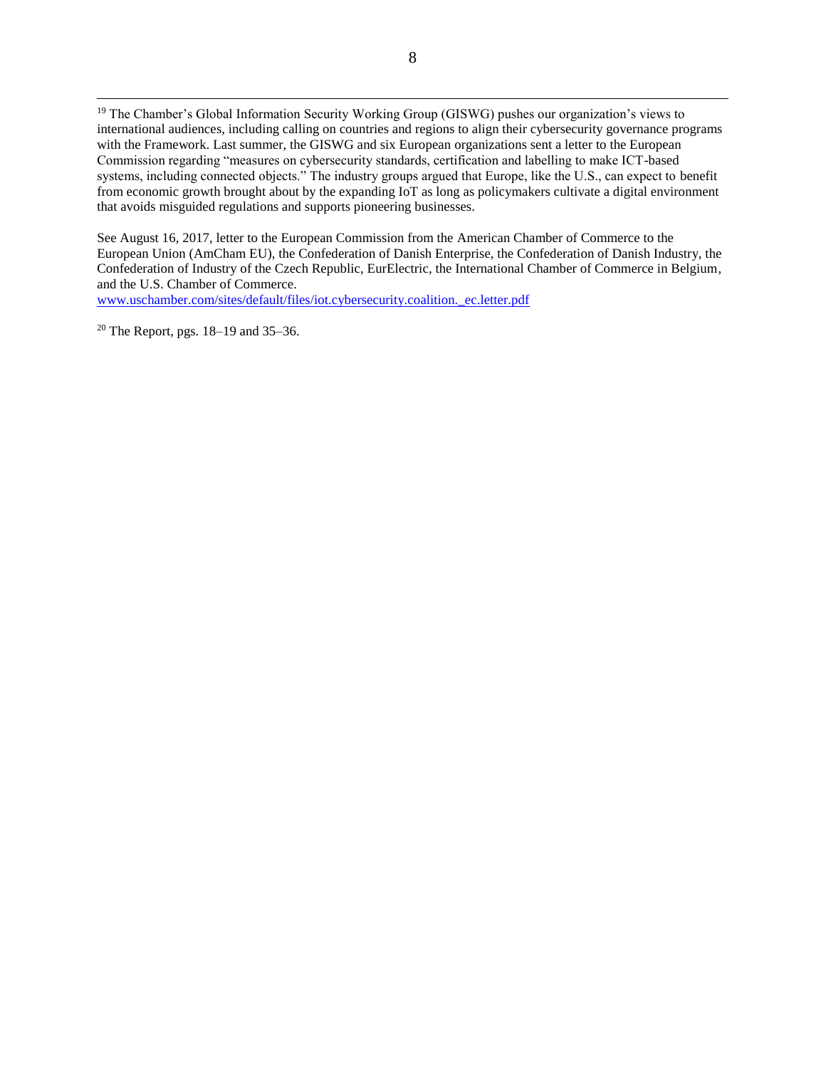[19] The Chamber's Global Information Security Working Group (GISWG) pushes our organization's views to international audiences, including calling on countries and regions to align their cybersecurity governance programs with the Framework. Last summer, the GISWG and six European organizations sent a letter to the European Commission regarding "measures on cybersecurity standards, certification and labelling to make ICT-based systems, including connected objects." The industry groups argued that Europe, like the U.S., can expect to benefit from economic growth brought about by the expanding IoT as long as policymakers cultivate a digital environment that avoids misguided regulations and supports pioneering businesses.

See August 16, 2017, letter to the European Commission from the American Chamber of Commerce to the European Union (AmCham EU), the Confederation of Danish Enterprise, the Confederation of Danish Industry, the Confederation of Industry of the Czech Republic, EurElectric, the International Chamber of Commerce in Belgium, and the U.S. Chamber of Commerce.
www.uschamber.com/sites/default/files/iot.cybersecurity.coalition._ec.letter.pdf

[20] The Report, pgs. 18–19 and 35–36.